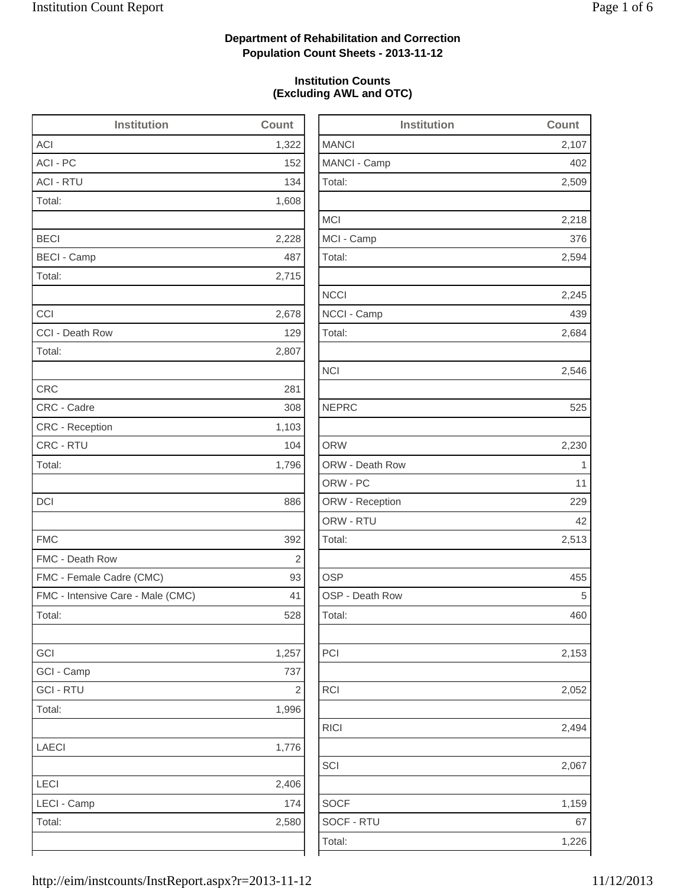**Department of Rehabilitation and Correction**
**Population Count Sheets - 2013-11-12**

**Institution Counts**
**(Excluding AWL and OTC)**

| Institution | Count |
|---|---|
| ACI | 1,322 |
| ACI - PC | 152 |
| ACI - RTU | 134 |
| Total: | 1,608 |
| | |
| BECI | 2,228 |
| BECI - Camp | 487 |
| Total: | 2,715 |
| | |
| CCI | 2,678 |
| CCI - Death Row | 129 |
| Total: | 2,807 |
| | |
| CRC | 281 |
| CRC - Cadre | 308 |
| CRC - Reception | 1,103 |
| CRC - RTU | 104 |
| Total: | 1,796 |
| | |
| DCI | 886 |
| | |
| FMC | 392 |
| FMC - Death Row | 2 |
| FMC - Female Cadre (CMC) | 93 |
| FMC - Intensive Care - Male (CMC) | 41 |
| Total: | 528 |
| | |
| GCI | 1,257 |
| GCI - Camp | 737 |
| GCI - RTU | 2 |
| Total: | 1,996 |
| | |
| LAECI | 1,776 |
| | |
| LECI | 2,406 |
| LECI - Camp | 174 |
| Total: | 2,580 |
| | |

| Institution | Count |
|---|---|
| MANCI | 2,107 |
| MANCI - Camp | 402 |
| Total: | 2,509 |
| | |
| MCI | 2,218 |
| MCI - Camp | 376 |
| Total: | 2,594 |
| | |
| NCCI | 2,245 |
| NCCI - Camp | 439 |
| Total: | 2,684 |
| | |
| NCI | 2,546 |
| | |
| NEPRC | 525 |
| | |
| ORW | 2,230 |
| ORW - Death Row | 1 |
| ORW - PC | 11 |
| ORW - Reception | 229 |
| ORW - RTU | 42 |
| Total: | 2,513 |
| | |
| OSP | 455 |
| OSP - Death Row | 5 |
| Total: | 460 |
| | |
| PCI | 2,153 |
| | |
| RCI | 2,052 |
| | |
| RICI | 2,494 |
| | |
| SCI | 2,067 |
| | |
| SOCF | 1,159 |
| SOCF - RTU | 67 |
| Total: | 1,226 |
| | |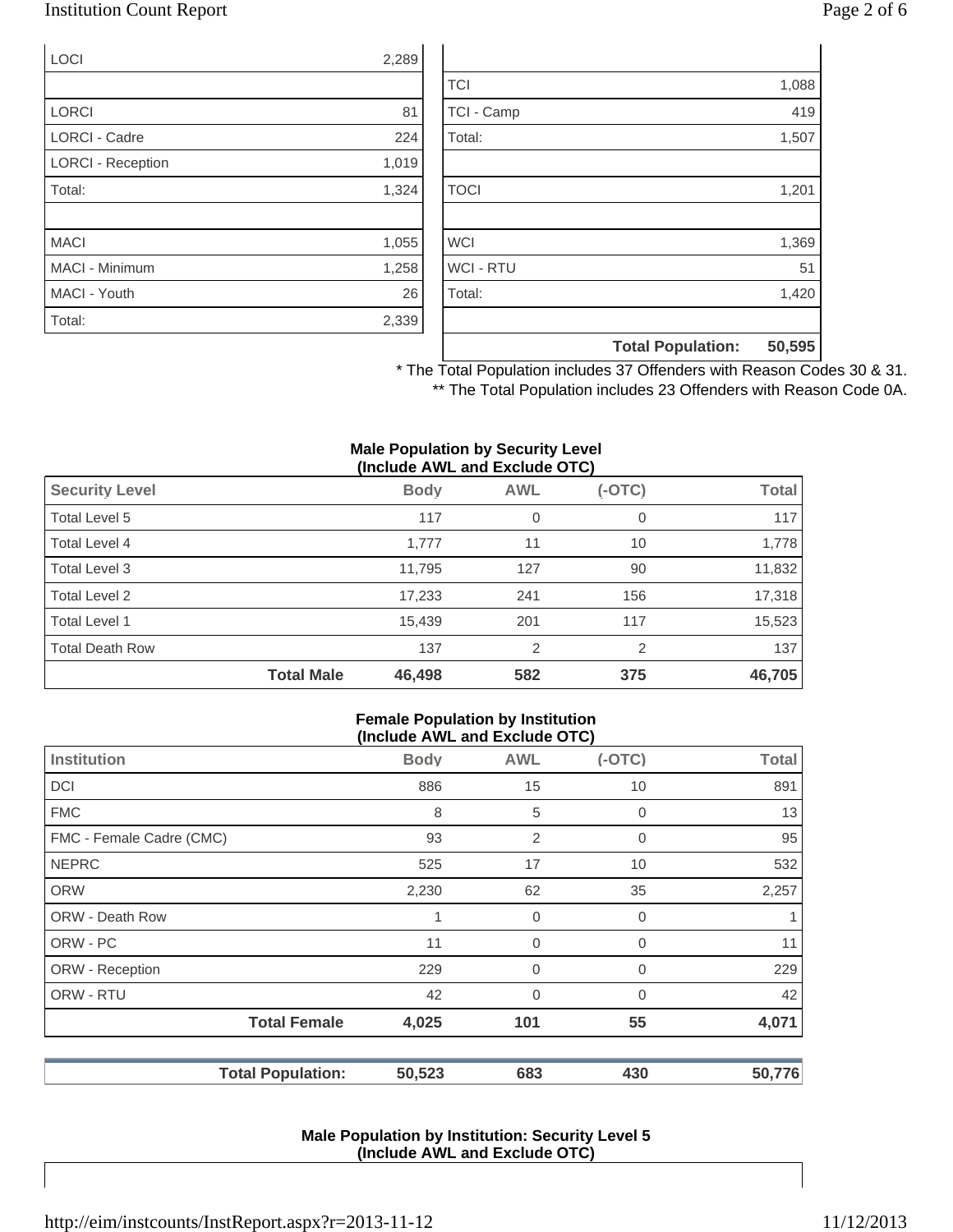| | |
|---|---|
| LOCI | 2,289 |
| | |
| LORCI | 81 |
| LORCI - Cadre | 224 |
| LORCI - Reception | 1,019 |
| Total: | 1,324 |
| | |
| MACI | 1,055 |
| MACI - Minimum | 1,258 |
| MACI - Youth | 26 |
| Total: | 2,339 |

| | |
|---|---|
| | |
| TCI | 1,088 |
| TCI - Camp | 419 |
| Total: | 1,507 |
| | |
| TOCI | 1,201 |
| | |
| WCI | 1,369 |
| WCI - RTU | 51 |
| Total: | 1,420 |
| | |
| **Total Population:** | **50,595** |

\* The Total Population includes 37 Offenders with Reason Codes 30 & 31.

\*\* The Total Population includes 23 Offenders with Reason Code 0A.

**Male Population by Security Level (Include AWL and Exclude OTC)**

| Security Level | Body | AWL | (-OTC) | Total |
|---|---|---|---|---|
| Total Level 5 | 117 | 0 | 0 | 117 |
| Total Level 4 | 1,777 | 11 | 10 | 1,778 |
| Total Level 3 | 11,795 | 127 | 90 | 11,832 |
| Total Level 2 | 17,233 | 241 | 156 | 17,318 |
| Total Level 1 | 15,439 | 201 | 117 | 15,523 |
| Total Death Row | 137 | 2 | 2 | 137 |
| **Total Male** | **46,498** | **582** | **375** | **46,705** |

**Female Population by Institution (Include AWL and Exclude OTC)**

| Institution | Body | AWL | (-OTC) | Total |
|---|---|---|---|---|
| DCI | 886 | 15 | 10 | 891 |
| FMC | 8 | 5 | 0 | 13 |
| FMC - Female Cadre (CMC) | 93 | 2 | 0 | 95 |
| NEPRC | 525 | 17 | 10 | 532 |
| ORW | 2,230 | 62 | 35 | 2,257 |
| ORW - Death Row | 1 | 0 | 0 | 1 |
| ORW - PC | 11 | 0 | 0 | 11 |
| ORW - Reception | 229 | 0 | 0 | 229 |
| ORW - RTU | 42 | 0 | 0 | 42 |
| **Total Female** | **4,025** | **101** | **55** | **4,071** |
| **Total Population:** | **50,523** | **683** | **430** | **50,776** |

**Male Population by Institution: Security Level 5 (Include AWL and Exclude OTC)**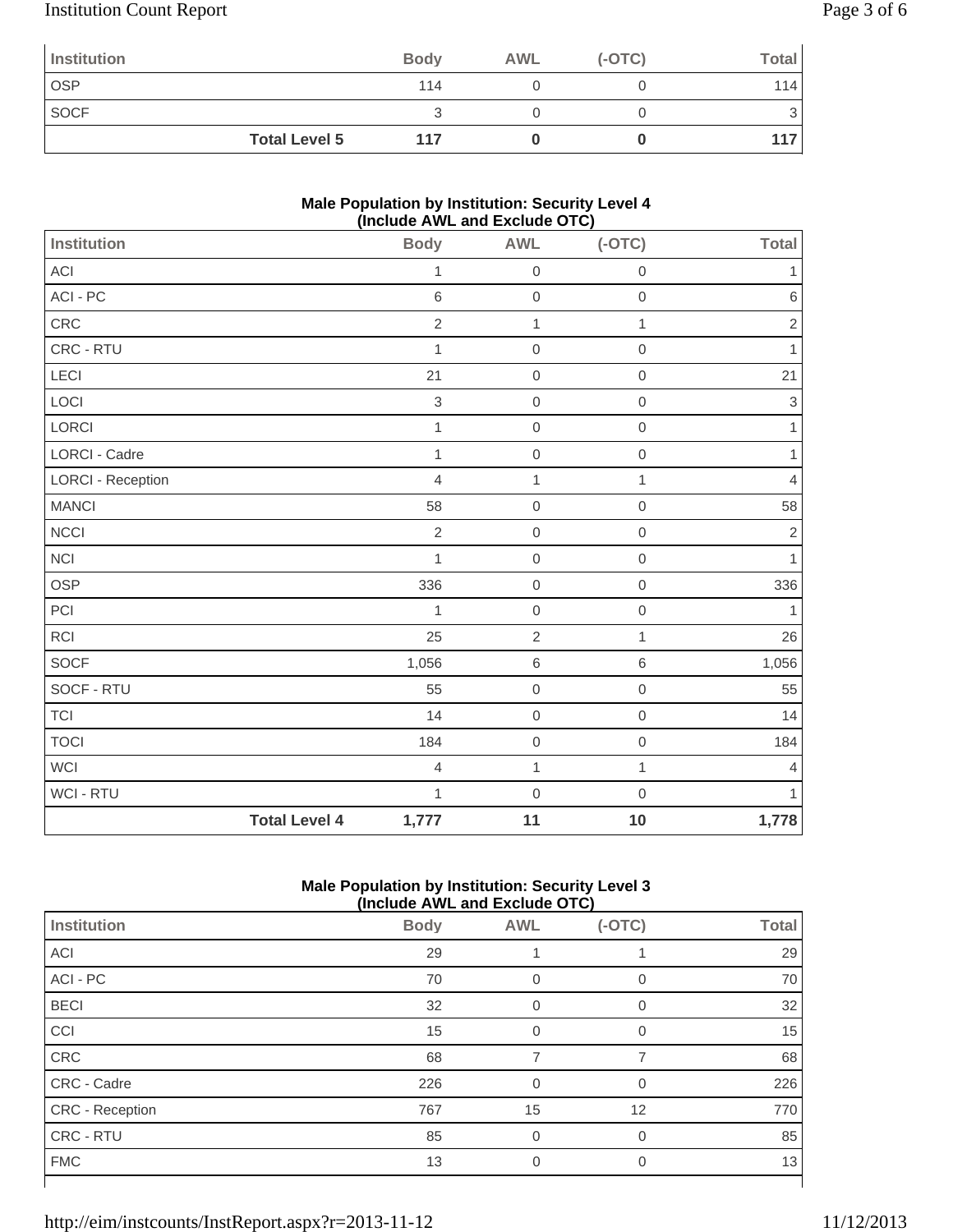| Institution | Body | AWL | (-OTC) | Total |
|---|---|---|---|---|
| OSP | 114 | 0 | 0 | 114 |
| SOCF | 3 | 0 | 0 | 3 |
| **Total Level 5** | **117** | **0** | **0** | **117** |

**Male Population by Institution: Security Level 4 (Include AWL and Exclude OTC)**

| Institution | Body | AWL | (-OTC) | Total |
|---|---|---|---|---|
| ACI | 1 | 0 | 0 | 1 |
| ACI - PC | 6 | 0 | 0 | 6 |
| CRC | 2 | 1 | 1 | 2 |
| CRC - RTU | 1 | 0 | 0 | 1 |
| LECI | 21 | 0 | 0 | 21 |
| LOCI | 3 | 0 | 0 | 3 |
| LORCI | 1 | 0 | 0 | 1 |
| LORCI - Cadre | 1 | 0 | 0 | 1 |
| LORCI - Reception | 4 | 1 | 1 | 4 |
| MANCI | 58 | 0 | 0 | 58 |
| NCCI | 2 | 0 | 0 | 2 |
| NCI | 1 | 0 | 0 | 1 |
| OSP | 336 | 0 | 0 | 336 |
| PCI | 1 | 0 | 0 | 1 |
| RCI | 25 | 2 | 1 | 26 |
| SOCF | 1,056 | 6 | 6 | 1,056 |
| SOCF - RTU | 55 | 0 | 0 | 55 |
| TCI | 14 | 0 | 0 | 14 |
| TOCI | 184 | 0 | 0 | 184 |
| WCI | 4 | 1 | 1 | 4 |
| WCI - RTU | 1 | 0 | 0 | 1 |
| **Total Level 4** | **1,777** | **11** | **10** | **1,778** |

**Male Population by Institution: Security Level 3 (Include AWL and Exclude OTC)**

| Institution | Body | AWL | (-OTC) | Total |
|---|---|---|---|---|
| ACI | 29 | 1 | 1 | 29 |
| ACI - PC | 70 | 0 | 0 | 70 |
| BECI | 32 | 0 | 0 | 32 |
| CCI | 15 | 0 | 0 | 15 |
| CRC | 68 | 7 | 7 | 68 |
| CRC - Cadre | 226 | 0 | 0 | 226 |
| CRC - Reception | 767 | 15 | 12 | 770 |
| CRC - RTU | 85 | 0 | 0 | 85 |
| FMC | 13 | 0 | 0 | 13 |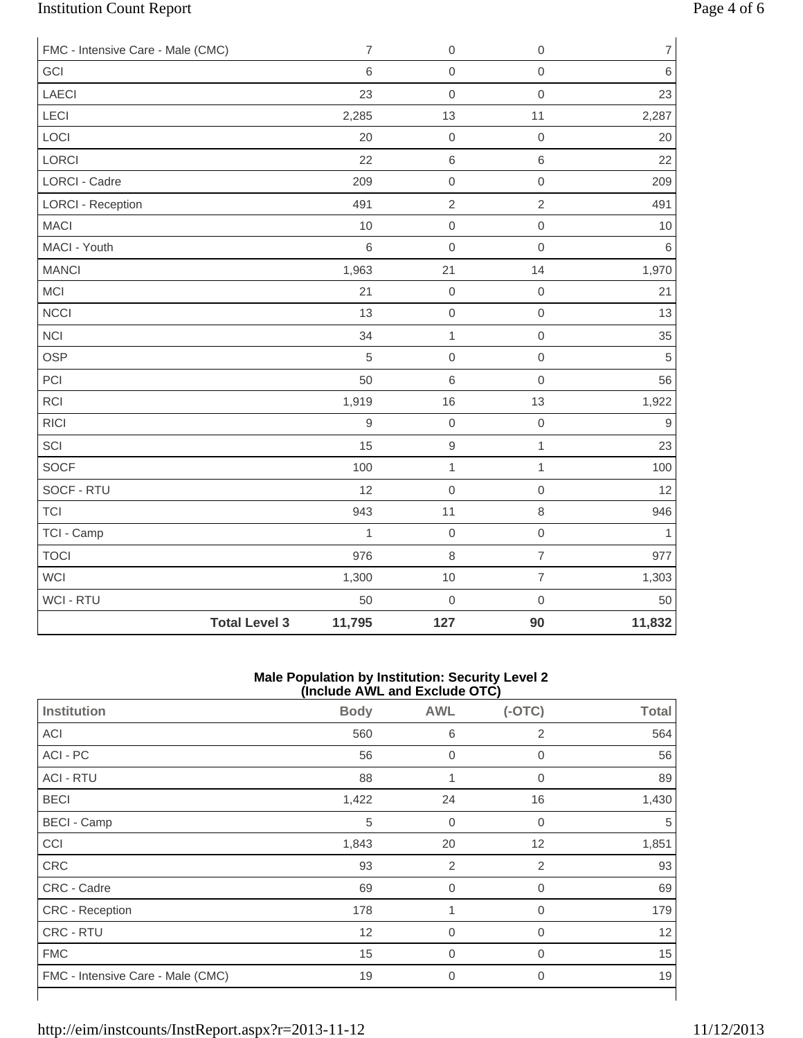| | | | | |
|---|---|---|---|---|
| FMC - Intensive Care - Male (CMC) | 7 | 0 | 0 | 7 |
| GCI | 6 | 0 | 0 | 6 |
| LAECI | 23 | 0 | 0 | 23 |
| LECI | 2,285 | 13 | 11 | 2,287 |
| LOCI | 20 | 0 | 0 | 20 |
| LORCI | 22 | 6 | 6 | 22 |
| LORCI - Cadre | 209 | 0 | 0 | 209 |
| LORCI - Reception | 491 | 2 | 2 | 491 |
| MACI | 10 | 0 | 0 | 10 |
| MACI - Youth | 6 | 0 | 0 | 6 |
| MANCI | 1,963 | 21 | 14 | 1,970 |
| MCI | 21 | 0 | 0 | 21 |
| NCCI | 13 | 0 | 0 | 13 |
| NCI | 34 | 1 | 0 | 35 |
| OSP | 5 | 0 | 0 | 5 |
| PCI | 50 | 6 | 0 | 56 |
| RCI | 1,919 | 16 | 13 | 1,922 |
| RICI | 9 | 0 | 0 | 9 |
| SCI | 15 | 9 | 1 | 23 |
| SOCF | 100 | 1 | 1 | 100 |
| SOCF - RTU | 12 | 0 | 0 | 12 |
| TCI | 943 | 11 | 8 | 946 |
| TCI - Camp | 1 | 0 | 0 | 1 |
| TOCI | 976 | 8 | 7 | 977 |
| WCI | 1,300 | 10 | 7 | 1,303 |
| WCI - RTU | 50 | 0 | 0 | 50 |
| **Total Level 3** | **11,795** | **127** | **90** | **11,832** |

**Male Population by Institution: Security Level 2 (Include AWL and Exclude OTC)**

| Institution | Body | AWL | (-OTC) | Total |
|---|---|---|---|---|
| ACI | 560 | 6 | 2 | 564 |
| ACI - PC | 56 | 0 | 0 | 56 |
| ACI - RTU | 88 | 1 | 0 | 89 |
| BECI | 1,422 | 24 | 16 | 1,430 |
| BECI - Camp | 5 | 0 | 0 | 5 |
| CCI | 1,843 | 20 | 12 | 1,851 |
| CRC | 93 | 2 | 2 | 93 |
| CRC - Cadre | 69 | 0 | 0 | 69 |
| CRC - Reception | 178 | 1 | 0 | 179 |
| CRC - RTU | 12 | 0 | 0 | 12 |
| FMC | 15 | 0 | 0 | 15 |
| FMC - Intensive Care - Male (CMC) | 19 | 0 | 0 | 19 |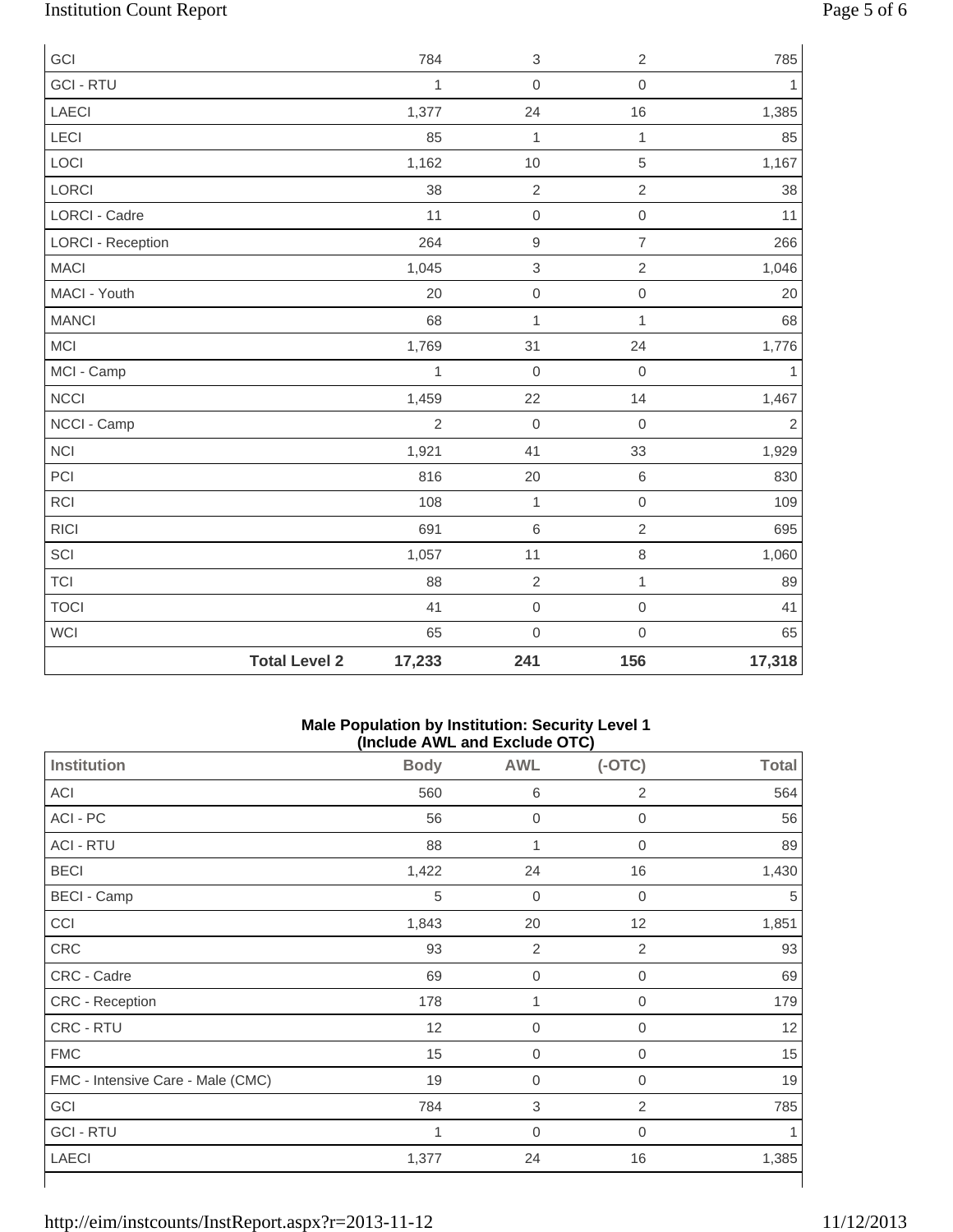| | Body | AWL | (-OTC) | Total |
|---|---|---|---|---|
| GCI | 784 | 3 | 2 | 785 |
| GCI - RTU | 1 | 0 | 0 | 1 |
| LAECI | 1,377 | 24 | 16 | 1,385 |
| LECI | 85 | 1 | 1 | 85 |
| LOCI | 1,162 | 10 | 5 | 1,167 |
| LORCI | 38 | 2 | 2 | 38 |
| LORCI - Cadre | 11 | 0 | 0 | 11 |
| LORCI - Reception | 264 | 9 | 7 | 266 |
| MACI | 1,045 | 3 | 2 | 1,046 |
| MACI - Youth | 20 | 0 | 0 | 20 |
| MANCI | 68 | 1 | 1 | 68 |
| MCI | 1,769 | 31 | 24 | 1,776 |
| MCI - Camp | 1 | 0 | 0 | 1 |
| NCCI | 1,459 | 22 | 14 | 1,467 |
| NCCI - Camp | 2 | 0 | 0 | 2 |
| NCI | 1,921 | 41 | 33 | 1,929 |
| PCI | 816 | 20 | 6 | 830 |
| RCI | 108 | 1 | 0 | 109 |
| RICI | 691 | 6 | 2 | 695 |
| SCI | 1,057 | 11 | 8 | 1,060 |
| TCI | 88 | 2 | 1 | 89 |
| TOCI | 41 | 0 | 0 | 41 |
| WCI | 65 | 0 | 0 | 65 |
| **Total Level 2** | **17,233** | **241** | **156** | **17,318** |

**Male Population by Institution: Security Level 1 (Include AWL and Exclude OTC)**

| Institution | Body | AWL | (-OTC) | Total |
|---|---|---|---|---|
| ACI | 560 | 6 | 2 | 564 |
| ACI - PC | 56 | 0 | 0 | 56 |
| ACI - RTU | 88 | 1 | 0 | 89 |
| BECI | 1,422 | 24 | 16 | 1,430 |
| BECI - Camp | 5 | 0 | 0 | 5 |
| CCI | 1,843 | 20 | 12 | 1,851 |
| CRC | 93 | 2 | 2 | 93 |
| CRC - Cadre | 69 | 0 | 0 | 69 |
| CRC - Reception | 178 | 1 | 0 | 179 |
| CRC - RTU | 12 | 0 | 0 | 12 |
| FMC | 15 | 0 | 0 | 15 |
| FMC - Intensive Care - Male (CMC) | 19 | 0 | 0 | 19 |
| GCI | 784 | 3 | 2 | 785 |
| GCI - RTU | 1 | 0 | 0 | 1 |
| LAECI | 1,377 | 24 | 16 | 1,385 |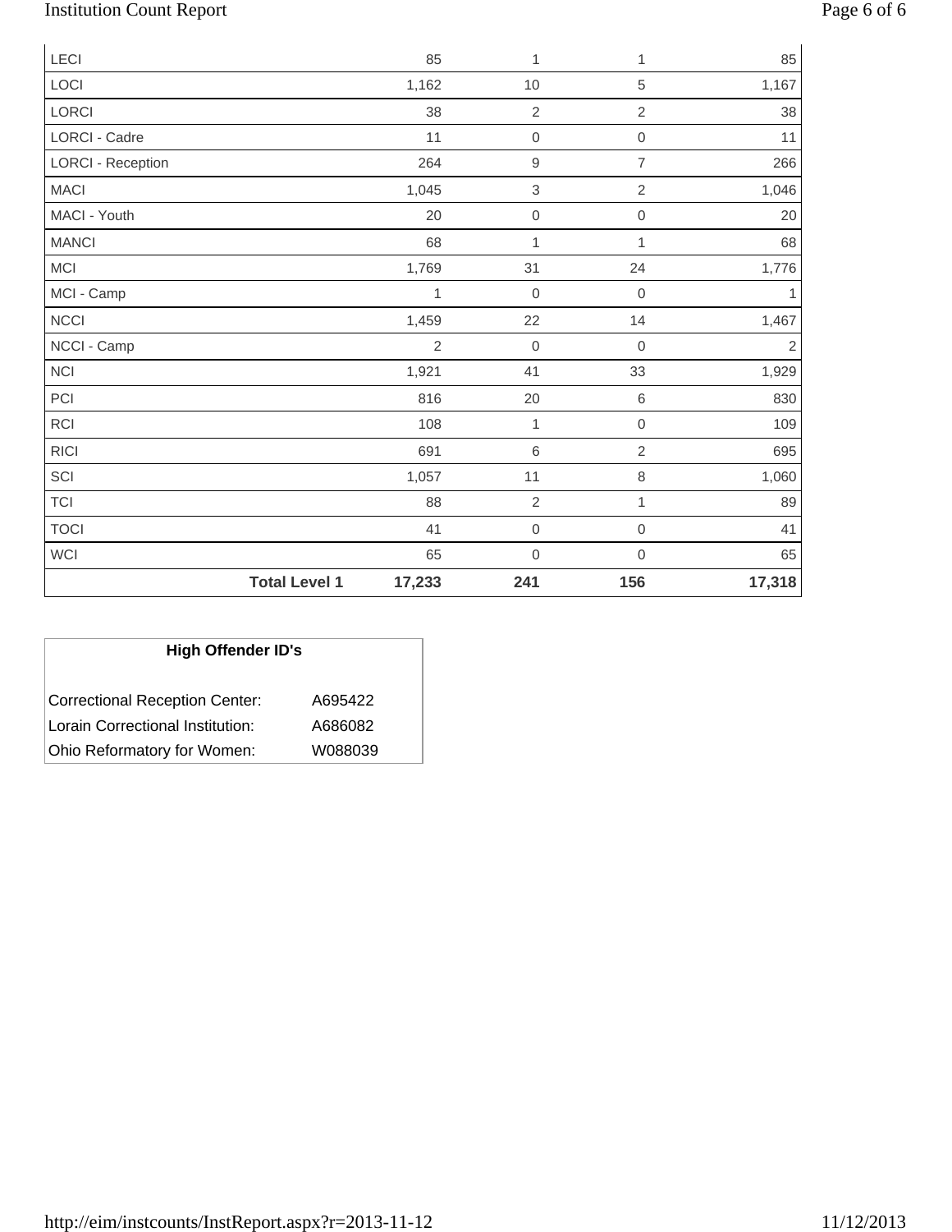| | | | | |
|---|---|---|---|---|
| LECI | 85 | 1 | 1 | 85 |
| LOCI | 1,162 | 10 | 5 | 1,167 |
| LORCI | 38 | 2 | 2 | 38 |
| LORCI - Cadre | 11 | 0 | 0 | 11 |
| LORCI - Reception | 264 | 9 | 7 | 266 |
| MACI | 1,045 | 3 | 2 | 1,046 |
| MACI - Youth | 20 | 0 | 0 | 20 |
| MANCI | 68 | 1 | 1 | 68 |
| MCI | 1,769 | 31 | 24 | 1,776 |
| MCI - Camp | 1 | 0 | 0 | 1 |
| NCCI | 1,459 | 22 | 14 | 1,467 |
| NCCI - Camp | 2 | 0 | 0 | 2 |
| NCI | 1,921 | 41 | 33 | 1,929 |
| PCI | 816 | 20 | 6 | 830 |
| RCI | 108 | 1 | 0 | 109 |
| RICI | 691 | 6 | 2 | 695 |
| SCI | 1,057 | 11 | 8 | 1,060 |
| TCI | 88 | 2 | 1 | 89 |
| TOCI | 41 | 0 | 0 | 41 |
| WCI | 65 | 0 | 0 | 65 |
| **Total Level 1** | **17,233** | **241** | **156** | **17,318** |

| High Offender ID's | |
|---|---|
| Correctional Reception Center: | A695422 |
| Lorain Correctional Institution: | A686082 |
| Ohio Reformatory for Women: | W088039 |